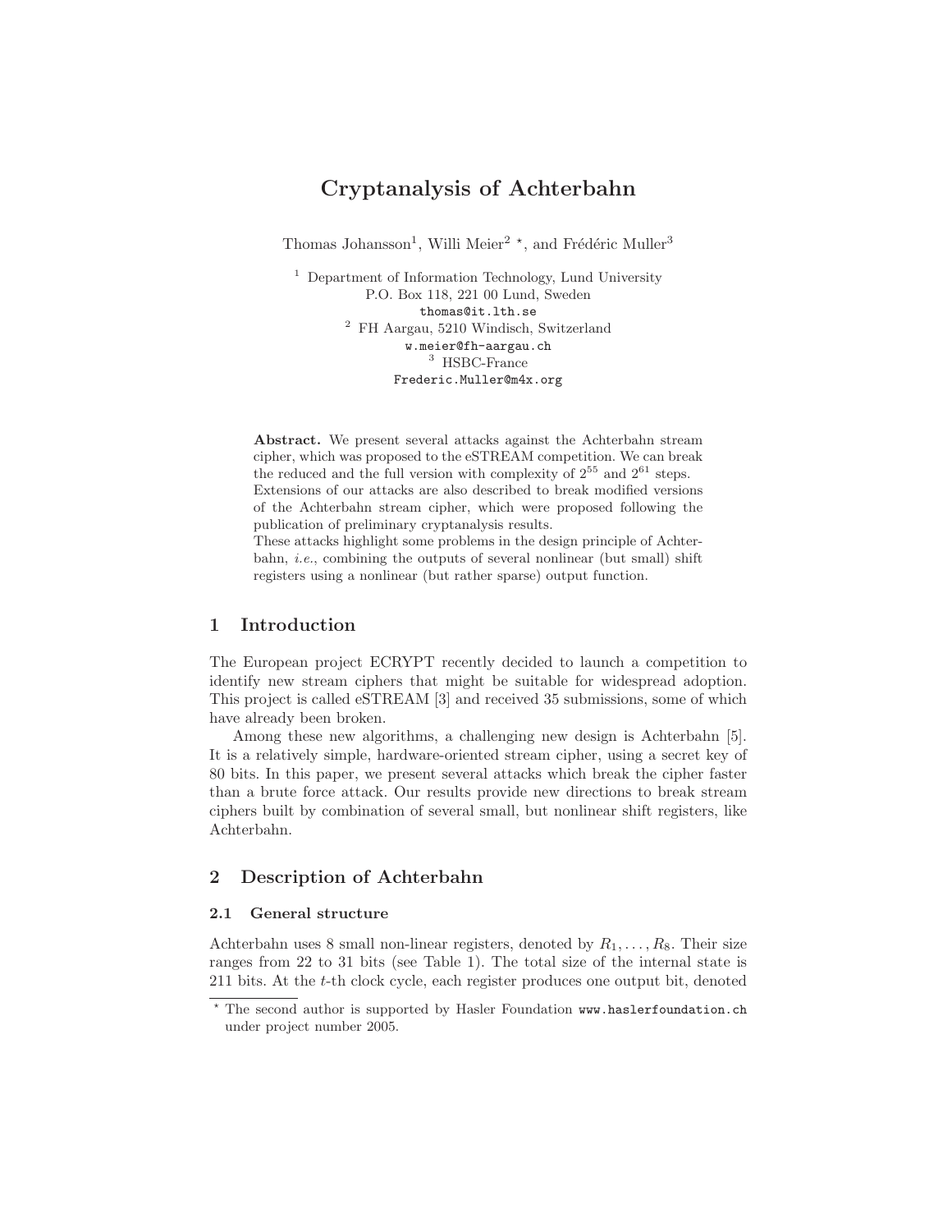# Cryptanalysis of Achterbahn

Thomas Johansson[1], Willi Meier[2] *, and Frédéric Muller[3]

[1] Department of Information Technology, Lund University
P.O. Box 118, 221 00 Lund, Sweden
thomas@it.lth.se

[2] FH Aargau, 5210 Windisch, Switzerland
w.meier@fh-aargau.ch

[3] HSBC-France
Frederic.Muller@m4x.org

**Abstract.** We present several attacks against the Achterbahn stream cipher, which was proposed to the eSTREAM competition. We can break the reduced and the full version with complexity of $2^{55}$ and $2^{61}$ steps. Extensions of our attacks are also described to break modified versions of the Achterbahn stream cipher, which were proposed following the publication of preliminary cryptanalysis results.
These attacks highlight some problems in the design principle of Achterbahn, *i.e.*, combining the outputs of several nonlinear (but small) shift registers using a nonlinear (but rather sparse) output function.

## 1 Introduction

The European project ECRYPT recently decided to launch a competition to identify new stream ciphers that might be suitable for widespread adoption. This project is called eSTREAM [3] and received 35 submissions, some of which have already been broken.

Among these new algorithms, a challenging new design is Achterbahn [5]. It is a relatively simple, hardware-oriented stream cipher, using a secret key of 80 bits. In this paper, we present several attacks which break the cipher faster than a brute force attack. Our results provide new directions to break stream ciphers built by combination of several small, but nonlinear shift registers, like Achterbahn.

## 2 Description of Achterbahn

### 2.1 General structure

Achterbahn uses 8 small non-linear registers, denoted by $R_1, \ldots, R_8$. Their size ranges from 22 to 31 bits (see Table 1). The total size of the internal state is 211 bits. At the $t$-th clock cycle, each register produces one output bit, denoted

* The second author is supported by Hasler Foundation www.haslerfoundation.ch under project number 2005.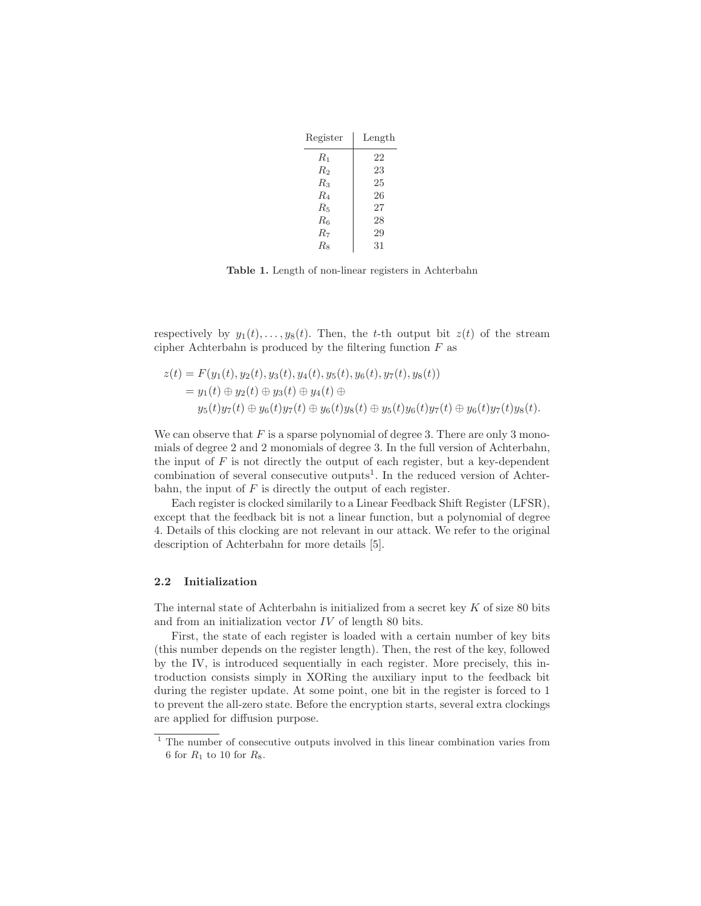| Register | Length |
|---|---|
| $R_1$ | 22 |
| $R_2$ | 23 |
| $R_3$ | 25 |
| $R_4$ | 26 |
| $R_5$ | 27 |
| $R_6$ | 28 |
| $R_7$ | 29 |
| $R_8$ | 31 |

**Table 1.** Length of non-linear registers in Achterbahn

respectively by $y_1(t), \ldots, y_8(t)$. Then, the $t$-th output bit $z(t)$ of the stream cipher Achterbahn is produced by the filtering function $F$ as

$$
\begin{aligned}
z(t) &= F(y_1(t), y_2(t), y_3(t), y_4(t), y_5(t), y_6(t), y_7(t), y_8(t)) \\
&= y_1(t) \oplus y_2(t) \oplus y_3(t) \oplus y_4(t) \oplus \\
&\quad y_5(t)y_7(t) \oplus y_6(t)y_7(t) \oplus y_6(t)y_8(t) \oplus y_5(t)y_6(t)y_7(t) \oplus y_6(t)y_7(t)y_8(t).
\end{aligned}
$$

We can observe that $F$ is a sparse polynomial of degree 3. There are only 3 monomials of degree 2 and 2 monomials of degree 3. In the full version of Achterbahn, the input of $F$ is not directly the output of each register, but a key-dependent combination of several consecutive outputs[1]. In the reduced version of Achterbahn, the input of $F$ is directly the output of each register.

Each register is clocked similarily to a Linear Feedback Shift Register (LFSR), except that the feedback bit is not a linear function, but a polynomial of degree 4. Details of this clocking are not relevant in our attack. We refer to the original description of Achterbahn for more details [5].

### 2.2 Initialization

The internal state of Achterbahn is initialized from a secret key $K$ of size 80 bits and from an initialization vector $IV$ of length 80 bits.

First, the state of each register is loaded with a certain number of key bits (this number depends on the register length). Then, the rest of the key, followed by the IV, is introduced sequentially in each register. More precisely, this introduction consists simply in XORing the auxiliary input to the feedback bit during the register update. At some point, one bit in the register is forced to 1 to prevent the all-zero state. Before the encryption starts, several extra clockings are applied for diffusion purpose.

[1] The number of consecutive outputs involved in this linear combination varies from 6 for $R_1$ to 10 for $R_8$.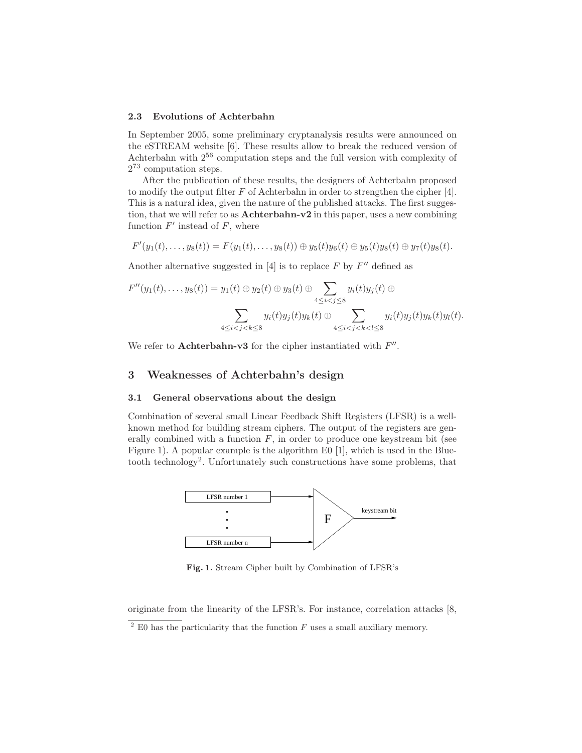### 2.3 Evolutions of Achterbahn

In September 2005, some preliminary cryptanalysis results were announced on the eSTREAM website [6]. These results allow to break the reduced version of Achterbahn with $2^{56}$ computation steps and the full version with complexity of $2^{73}$ computation steps.

After the publication of these results, the designers of Achterbahn proposed to modify the output filter $F$ of Achterbahn in order to strengthen the cipher [4]. This is a natural idea, given the nature of the published attacks. The first suggestion, that we will refer to as **Achterbahn-v2** in this paper, uses a new combining function $F'$ instead of $F$, where

$$F'(y_1(t), \ldots, y_8(t)) = F(y_1(t), \ldots, y_8(t)) \oplus y_5(t)y_6(t) \oplus y_5(t)y_8(t) \oplus y_7(t)y_8(t).$$

Another alternative suggested in [4] is to replace $F$ by $F''$ defined as

$$F''(y_1(t), \ldots, y_8(t)) = y_1(t) \oplus y_2(t) \oplus y_3(t) \oplus \sum_{4 \leq i < j \leq 8} y_i(t)y_j(t) \oplus \sum_{4 \leq i < j < k \leq 8} y_i(t)y_j(t)y_k(t) \oplus \sum_{4 \leq i < j < k < l \leq 8} y_i(t)y_j(t)y_k(t)y_l(t).$$

We refer to **Achterbahn-v3** for the cipher instantiated with $F''$.

## 3 Weaknesses of Achterbahn's design

### 3.1 General observations about the design

Combination of several small Linear Feedback Shift Registers (LFSR) is a well-known method for building stream ciphers. The output of the registers are generally combined with a function $F$, in order to produce one keystream bit (see Figure 1). A popular example is the algorithm E0 [1], which is used in the Bluetooth technology[2]. Unfortunately such constructions have some problems, that

Fig. 1. Stream Cipher built by Combination of LFSR's

originate from the linearity of the LFSR's. For instance, correlation attacks [8,

[2] E0 has the particularity that the function $F$ uses a small auxiliary memory.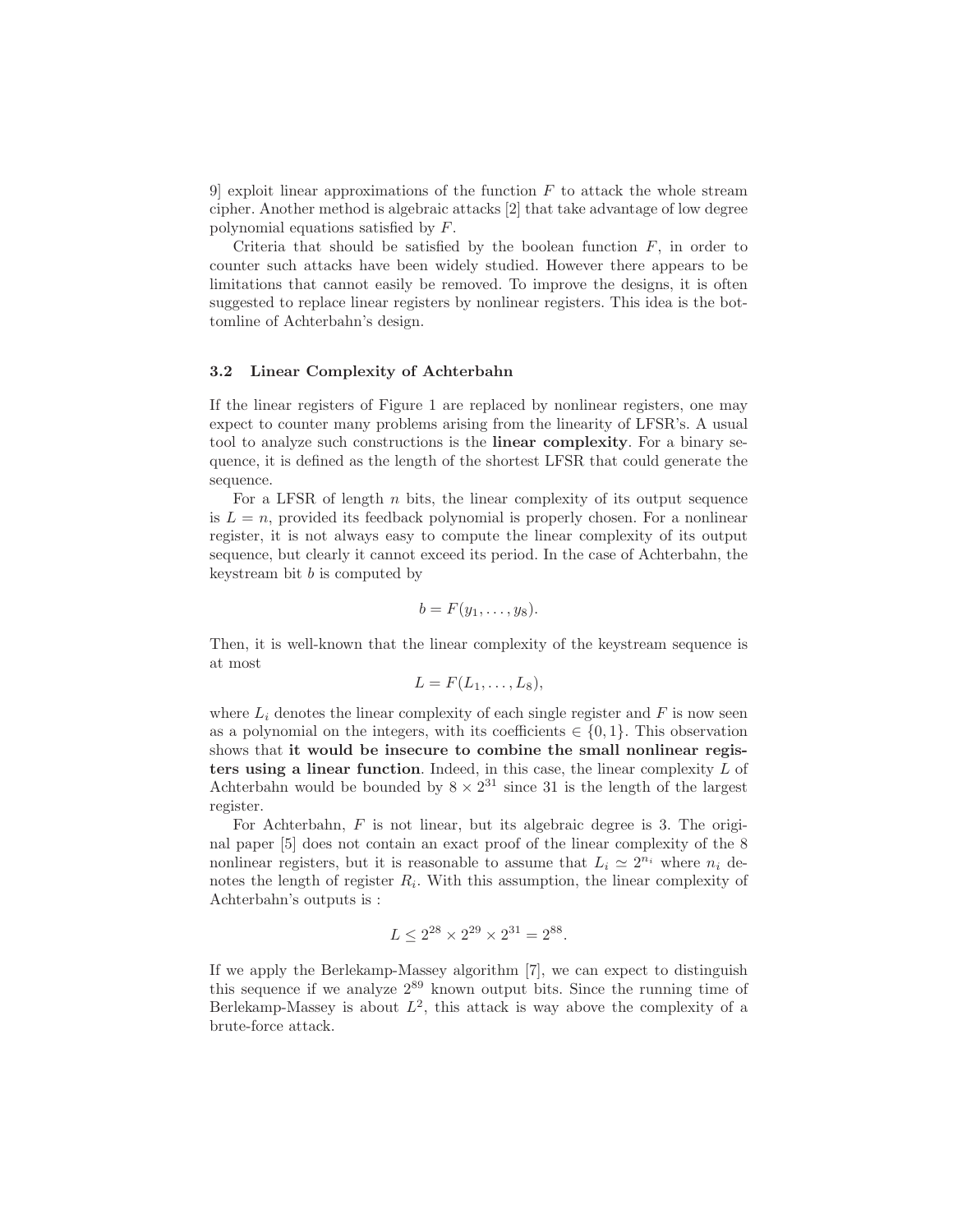9] exploit linear approximations of the function $F$ to attack the whole stream cipher. Another method is algebraic attacks [2] that take advantage of low degree polynomial equations satisfied by $F$.

Criteria that should be satisfied by the boolean function $F$, in order to counter such attacks have been widely studied. However there appears to be limitations that cannot easily be removed. To improve the designs, it is often suggested to replace linear registers by nonlinear registers. This idea is the bottomline of Achterbahn's design.

### 3.2 Linear Complexity of Achterbahn

If the linear registers of Figure 1 are replaced by nonlinear registers, one may expect to counter many problems arising from the linearity of LFSR's. A usual tool to analyze such constructions is the **linear complexity**. For a binary sequence, it is defined as the length of the shortest LFSR that could generate the sequence.

For a LFSR of length $n$ bits, the linear complexity of its output sequence is $L = n$, provided its feedback polynomial is properly chosen. For a nonlinear register, it is not always easy to compute the linear complexity of its output sequence, but clearly it cannot exceed its period. In the case of Achterbahn, the keystream bit $b$ is computed by

$$b = F(y_1, \ldots, y_8).$$

Then, it is well-known that the linear complexity of the keystream sequence is at most

$$L = F(L_1, \ldots, L_8),$$

where $L_i$ denotes the linear complexity of each single register and $F$ is now seen as a polynomial on the integers, with its coefficients $\in \{0, 1\}$. This observation shows that **it would be insecure to combine the small nonlinear registers using a linear function**. Indeed, in this case, the linear complexity $L$ of Achterbahn would be bounded by $8 \times 2^{31}$ since 31 is the length of the largest register.

For Achterbahn, $F$ is not linear, but its algebraic degree is 3. The original paper [5] does not contain an exact proof of the linear complexity of the 8 nonlinear registers, but it is reasonable to assume that $L_i \simeq 2^{n_i}$ where $n_i$ denotes the length of register $R_i$. With this assumption, the linear complexity of Achterbahn's outputs is :

$$L \leq 2^{28} \times 2^{29} \times 2^{31} = 2^{88}.$$

If we apply the Berlekamp-Massey algorithm [7], we can expect to distinguish this sequence if we analyze $2^{89}$ known output bits. Since the running time of Berlekamp-Massey is about $L^2$, this attack is way above the complexity of a brute-force attack.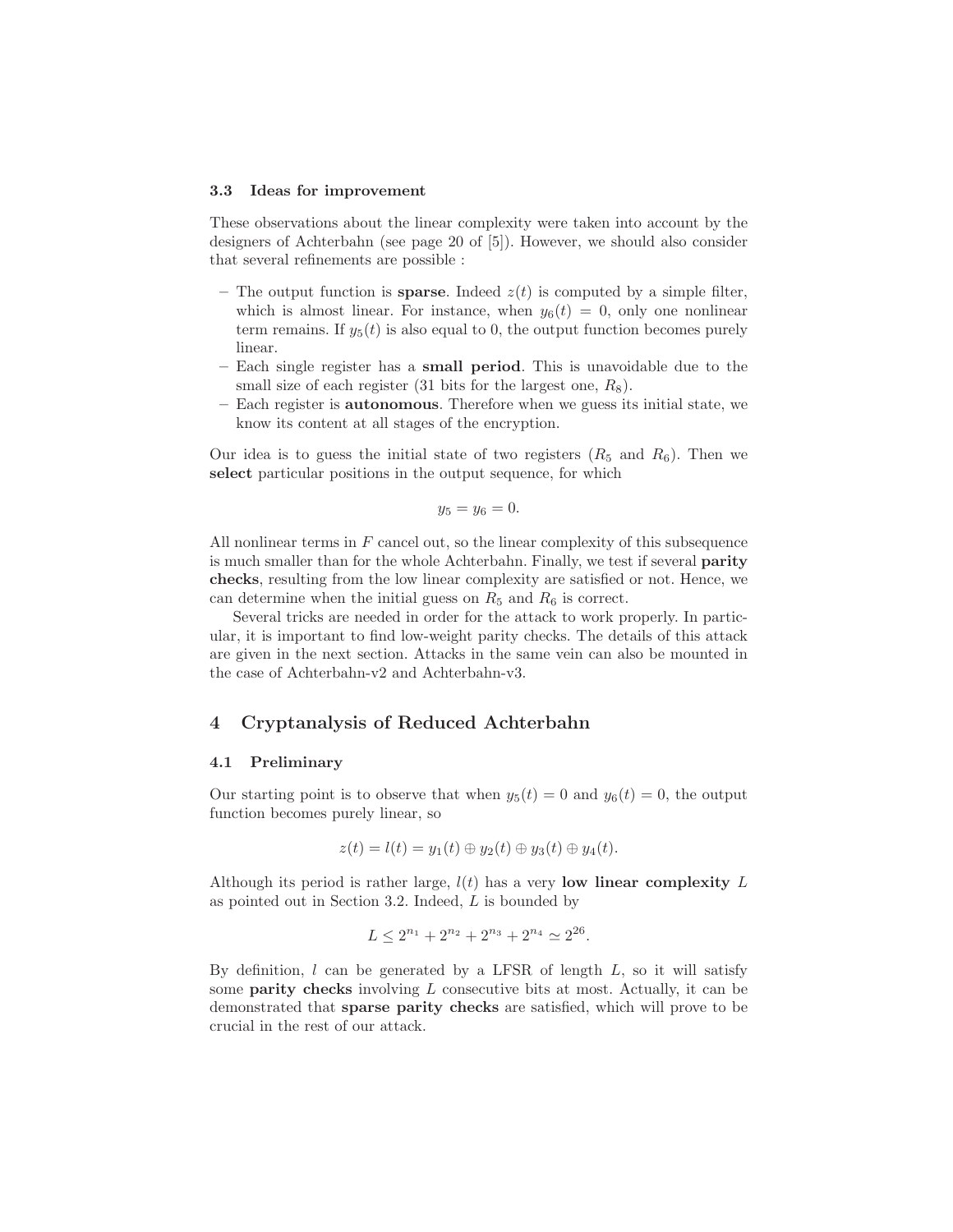### 3.3 Ideas for improvement

These observations about the linear complexity were taken into account by the designers of Achterbahn (see page 20 of [5]). However, we should also consider that several refinements are possible :

- The output function is **sparse**. Indeed $z(t)$ is computed by a simple filter, which is almost linear. For instance, when $y_6(t) = 0$, only one nonlinear term remains. If $y_5(t)$ is also equal to 0, the output function becomes purely linear.
- Each single register has a **small period**. This is unavoidable due to the small size of each register (31 bits for the largest one, $R_8$).
- Each register is **autonomous**. Therefore when we guess its initial state, we know its content at all stages of the encryption.

Our idea is to guess the initial state of two registers ($R_5$ and $R_6$). Then we **select** particular positions in the output sequence, for which

$$y_5 = y_6 = 0.$$

All nonlinear terms in $F$ cancel out, so the linear complexity of this subsequence is much smaller than for the whole Achterbahn. Finally, we test if several **parity checks**, resulting from the low linear complexity are satisfied or not. Hence, we can determine when the initial guess on $R_5$ and $R_6$ is correct.

Several tricks are needed in order for the attack to work properly. In particular, it is important to find low-weight parity checks. The details of this attack are given in the next section. Attacks in the same vein can also be mounted in the case of Achterbahn-v2 and Achterbahn-v3.

## 4 Cryptanalysis of Reduced Achterbahn

### 4.1 Preliminary

Our starting point is to observe that when $y_5(t) = 0$ and $y_6(t) = 0$, the output function becomes purely linear, so

$$z(t) = l(t) = y_1(t) \oplus y_2(t) \oplus y_3(t) \oplus y_4(t).$$

Although its period is rather large, $l(t)$ has a very **low linear complexity** $L$ as pointed out in Section 3.2. Indeed, $L$ is bounded by

$$L \leq 2^{n_1} + 2^{n_2} + 2^{n_3} + 2^{n_4} \simeq 2^{26}.$$

By definition, $l$ can be generated by a LFSR of length $L$, so it will satisfy some **parity checks** involving $L$ consecutive bits at most. Actually, it can be demonstrated that **sparse parity checks** are satisfied, which will prove to be crucial in the rest of our attack.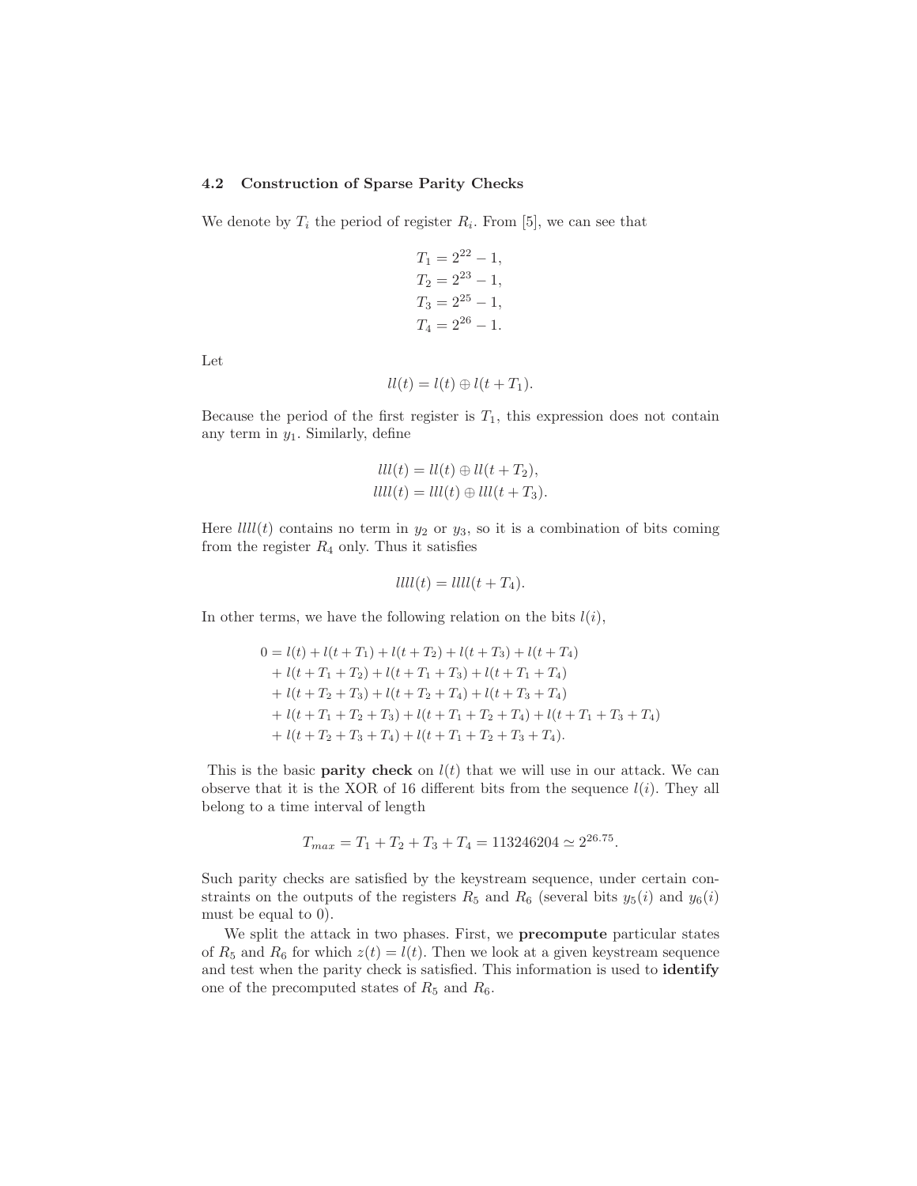### 4.2 Construction of Sparse Parity Checks

We denote by $T_i$ the period of register $R_i$. From [5], we can see that

$$
\begin{aligned}
T_1 &= 2^{22} - 1, \\
T_2 &= 2^{23} - 1, \\
T_3 &= 2^{25} - 1, \\
T_4 &= 2^{26} - 1.
\end{aligned}
$$

Let

$$ll(t) = l(t) \oplus l(t + T_1).$$

Because the period of the first register is $T_1$, this expression does not contain any term in $y_1$. Similarly, define

$$
\begin{aligned}
lll(t) &= ll(t) \oplus ll(t + T_2), \\
llll(t) &= lll(t) \oplus lll(t + T_3).
\end{aligned}
$$

Here $llll(t)$ contains no term in $y_2$ or $y_3$, so it is a combination of bits coming from the register $R_4$ only. Thus it satisfies

$$llll(t) = llll(t + T_4).$$

In other terms, we have the following relation on the bits $l(i)$,

$$
\begin{aligned}
0 = {} & l(t) + l(t + T_1) + l(t + T_2) + l(t + T_3) + l(t + T_4) \\
& + l(t + T_1 + T_2) + l(t + T_1 + T_3) + l(t + T_1 + T_4) \\
& + l(t + T_2 + T_3) + l(t + T_2 + T_4) + l(t + T_3 + T_4) \\
& + l(t + T_1 + T_2 + T_3) + l(t + T_1 + T_2 + T_4) + l(t + T_1 + T_3 + T_4) \\
& + l(t + T_2 + T_3 + T_4) + l(t + T_1 + T_2 + T_3 + T_4).
\end{aligned}
$$

This is the basic **parity check** on $l(t)$ that we will use in our attack. We can observe that it is the XOR of 16 different bits from the sequence $l(i)$. They all belong to a time interval of length

$$T_{max} = T_1 + T_2 + T_3 + T_4 = 113246204 \simeq 2^{26.75}.$$

Such parity checks are satisfied by the keystream sequence, under certain constraints on the outputs of the registers $R_5$ and $R_6$ (several bits $y_5(i)$ and $y_6(i)$ must be equal to 0).

We split the attack in two phases. First, we **precompute** particular states of $R_5$ and $R_6$ for which $z(t) = l(t)$. Then we look at a given keystream sequence and test when the parity check is satisfied. This information is used to **identify** one of the precomputed states of $R_5$ and $R_6$.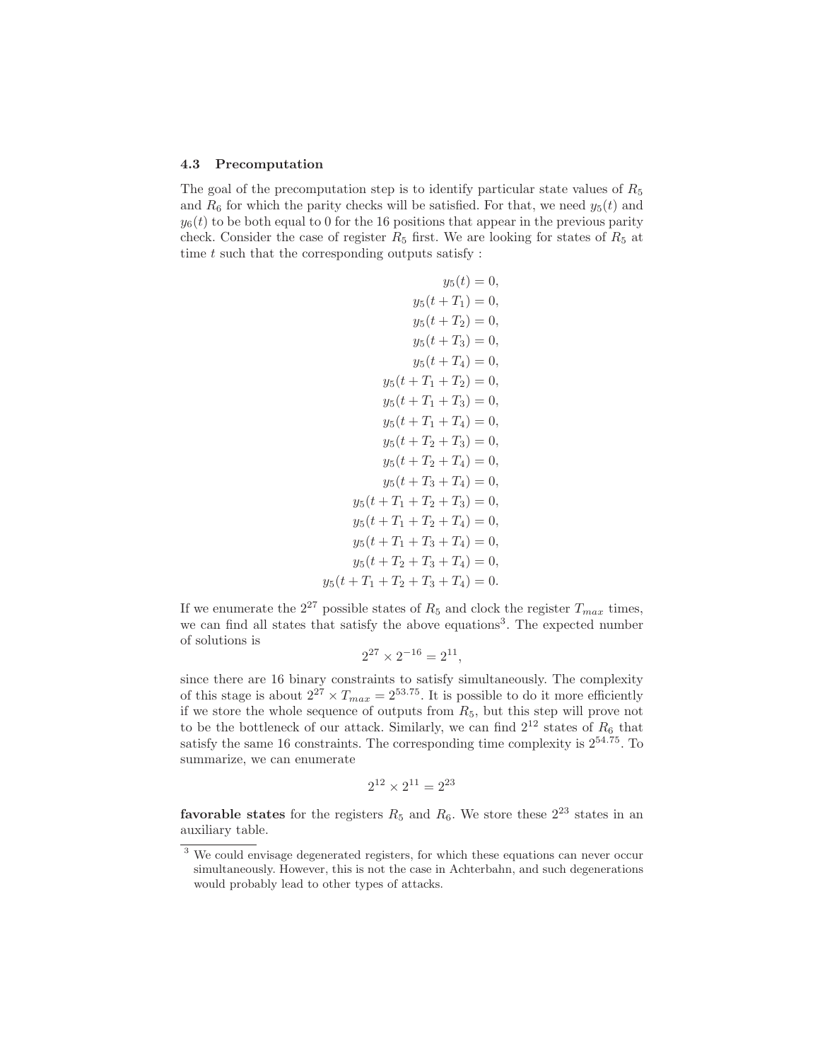### 4.3 Precomputation

The goal of the precomputation step is to identify particular state values of $R_5$ and $R_6$ for which the parity checks will be satisfied. For that, we need $y_5(t)$ and $y_6(t)$ to be both equal to 0 for the 16 positions that appear in the previous parity check. Consider the case of register $R_5$ first. We are looking for states of $R_5$ at time $t$ such that the corresponding outputs satisfy :

$$
\begin{aligned}
y_5(t) &= 0, \\
y_5(t + T_1) &= 0, \\
y_5(t + T_2) &= 0, \\
y_5(t + T_3) &= 0, \\
y_5(t + T_4) &= 0, \\
y_5(t + T_1 + T_2) &= 0, \\
y_5(t + T_1 + T_3) &= 0, \\
y_5(t + T_1 + T_4) &= 0, \\
y_5(t + T_2 + T_3) &= 0, \\
y_5(t + T_2 + T_4) &= 0, \\
y_5(t + T_3 + T_4) &= 0, \\
y_5(t + T_1 + T_2 + T_3) &= 0, \\
y_5(t + T_1 + T_2 + T_4) &= 0, \\
y_5(t + T_1 + T_3 + T_4) &= 0, \\
y_5(t + T_2 + T_3 + T_4) &= 0, \\
y_5(t + T_1 + T_2 + T_3 + T_4) &= 0.
\end{aligned}
$$

If we enumerate the $2^{27}$ possible states of $R_5$ and clock the register $T_{max}$ times, we can find all states that satisfy the above equations[3]. The expected number of solutions is

$$2^{27} \times 2^{-16} = 2^{11},$$

since there are 16 binary constraints to satisfy simultaneously. The complexity of this stage is about $2^{27} \times T_{max} = 2^{53.75}$. It is possible to do it more efficiently if we store the whole sequence of outputs from $R_5$, but this step will prove not to be the bottleneck of our attack. Similarly, we can find $2^{12}$ states of $R_6$ that satisfy the same 16 constraints. The corresponding time complexity is $2^{54.75}$. To summarize, we can enumerate

$$2^{12} \times 2^{11} = 2^{23}$$

**favorable states** for the registers $R_5$ and $R_6$. We store these $2^{23}$ states in an auxiliary table.

[3] We could envisage degenerated registers, for which these equations can never occur simultaneously. However, this is not the case in Achterbahn, and such degenerations would probably lead to other types of attacks.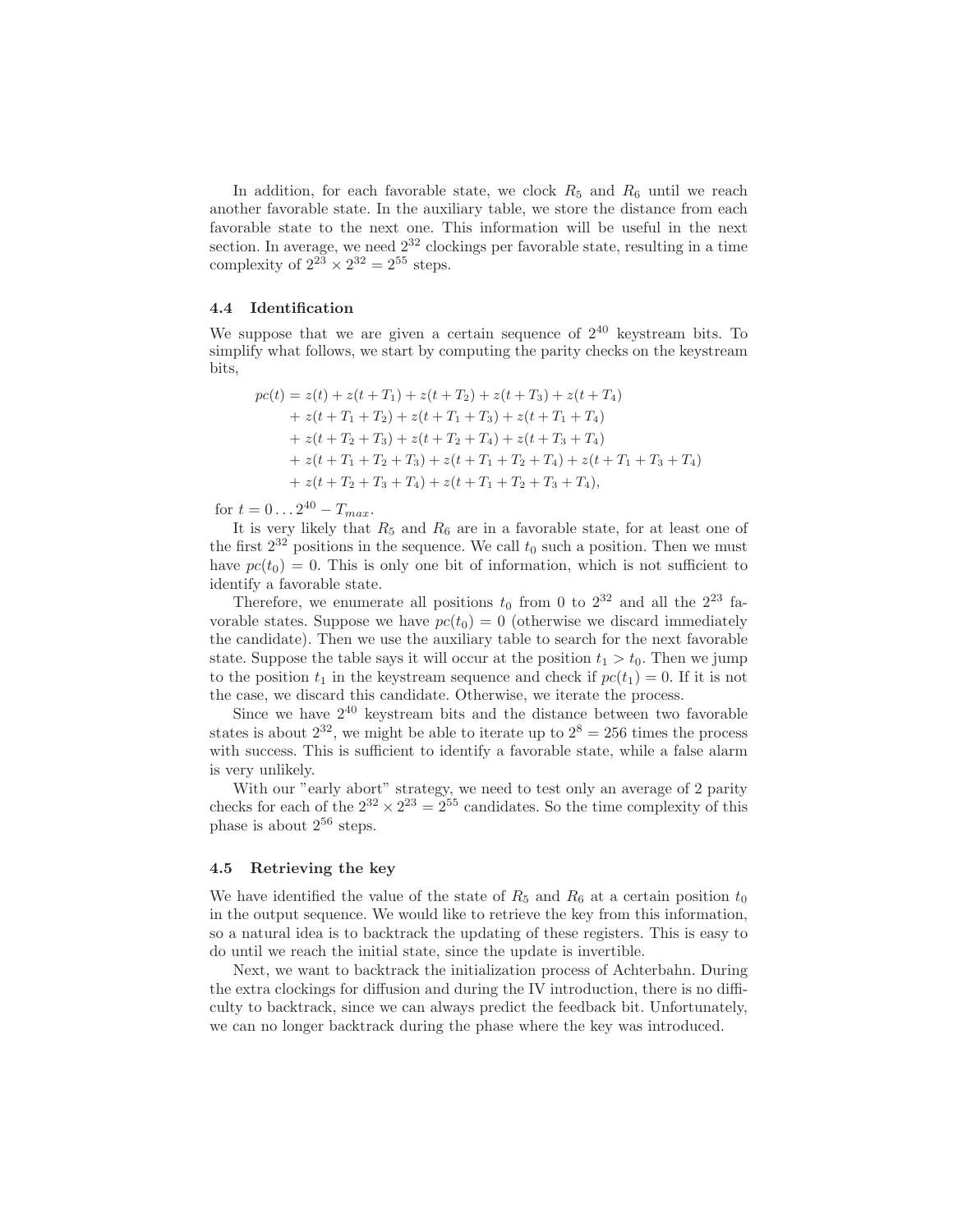In addition, for each favorable state, we clock $R_5$ and $R_6$ until we reach another favorable state. In the auxiliary table, we store the distance from each favorable state to the next one. This information will be useful in the next section. In average, we need $2^{32}$ clockings per favorable state, resulting in a time complexity of $2^{23} \times 2^{32} = 2^{55}$ steps.

### 4.4 Identification

We suppose that we are given a certain sequence of $2^{40}$ keystream bits. To simplify what follows, we start by computing the parity checks on the keystream bits,

$$
\begin{aligned}
pc(t) = & \; z(t) + z(t+T_1) + z(t+T_2) + z(t+T_3) + z(t+T_4) \\
& + z(t+T_1+T_2) + z(t+T_1+T_3) + z(t+T_1+T_4) \\
& + z(t+T_2+T_3) + z(t+T_2+T_4) + z(t+T_3+T_4) \\
& + z(t+T_1+T_2+T_3) + z(t+T_1+T_2+T_4) + z(t+T_1+T_3+T_4) \\
& + z(t+T_2+T_3+T_4) + z(t+T_1+T_2+T_3+T_4),
\end{aligned}
$$

for $t = 0 \ldots 2^{40} - T_{max}$.

It is very likely that $R_5$ and $R_6$ are in a favorable state, for at least one of the first $2^{32}$ positions in the sequence. We call $t_0$ such a position. Then we must have $pc(t_0) = 0$. This is only one bit of information, which is not sufficient to identify a favorable state.

Therefore, we enumerate all positions $t_0$ from 0 to $2^{32}$ and all the $2^{23}$ favorable states. Suppose we have $pc(t_0) = 0$ (otherwise we discard immediately the candidate). Then we use the auxiliary table to search for the next favorable state. Suppose the table says it will occur at the position $t_1 > t_0$. Then we jump to the position $t_1$ in the keystream sequence and check if $pc(t_1) = 0$. If it is not the case, we discard this candidate. Otherwise, we iterate the process.

Since we have $2^{40}$ keystream bits and the distance between two favorable states is about $2^{32}$, we might be able to iterate up to $2^8 = 256$ times the process with success. This is sufficient to identify a favorable state, while a false alarm is very unlikely.

With our "early abort" strategy, we need to test only an average of 2 parity checks for each of the $2^{32} \times 2^{23} = 2^{55}$ candidates. So the time complexity of this phase is about $2^{56}$ steps.

### 4.5 Retrieving the key

We have identified the value of the state of $R_5$ and $R_6$ at a certain position $t_0$ in the output sequence. We would like to retrieve the key from this information, so a natural idea is to backtrack the updating of these registers. This is easy to do until we reach the initial state, since the update is invertible.

Next, we want to backtrack the initialization process of Achterbahn. During the extra clockings for diffusion and during the IV introduction, there is no difficulty to backtrack, since we can always predict the feedback bit. Unfortunately, we can no longer backtrack during the phase where the key was introduced.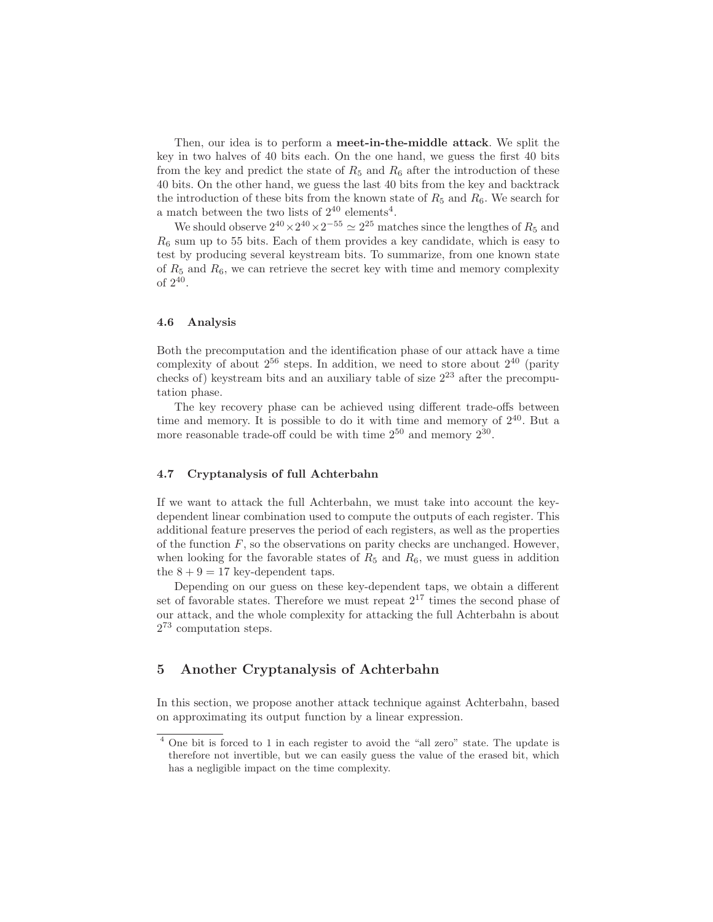Then, our idea is to perform a **meet-in-the-middle attack**. We split the key in two halves of 40 bits each. On the one hand, we guess the first 40 bits from the key and predict the state of $R_5$ and $R_6$ after the introduction of these 40 bits. On the other hand, we guess the last 40 bits from the key and backtrack the introduction of these bits from the known state of $R_5$ and $R_6$. We search for a match between the two lists of $2^{40}$ elements[4].

We should observe $2^{40} \times 2^{40} \times 2^{-55} \simeq 2^{25}$ matches since the lengthes of $R_5$ and $R_6$ sum up to 55 bits. Each of them provides a key candidate, which is easy to test by producing several keystream bits. To summarize, from one known state of $R_5$ and $R_6$, we can retrieve the secret key with time and memory complexity of $2^{40}$.

### 4.6 Analysis

Both the precomputation and the identification phase of our attack have a time complexity of about $2^{56}$ steps. In addition, we need to store about $2^{40}$ (parity checks of) keystream bits and an auxiliary table of size $2^{23}$ after the precomputation phase.

The key recovery phase can be achieved using different trade-offs between time and memory. It is possible to do it with time and memory of $2^{40}$. But a more reasonable trade-off could be with time $2^{50}$ and memory $2^{30}$.

### 4.7 Cryptanalysis of full Achterbahn

If we want to attack the full Achterbahn, we must take into account the key-dependent linear combination used to compute the outputs of each register. This additional feature preserves the period of each registers, as well as the properties of the function $F$, so the observations on parity checks are unchanged. However, when looking for the favorable states of $R_5$ and $R_6$, we must guess in addition the $8 + 9 = 17$ key-dependent taps.

Depending on our guess on these key-dependent taps, we obtain a different set of favorable states. Therefore we must repeat $2^{17}$ times the second phase of our attack, and the whole complexity for attacking the full Achterbahn is about $2^{73}$ computation steps.

## 5 Another Cryptanalysis of Achterbahn

In this section, we propose another attack technique against Achterbahn, based on approximating its output function by a linear expression.

[4] One bit is forced to 1 in each register to avoid the "all zero" state. The update is therefore not invertible, but we can easily guess the value of the erased bit, which has a negligible impact on the time complexity.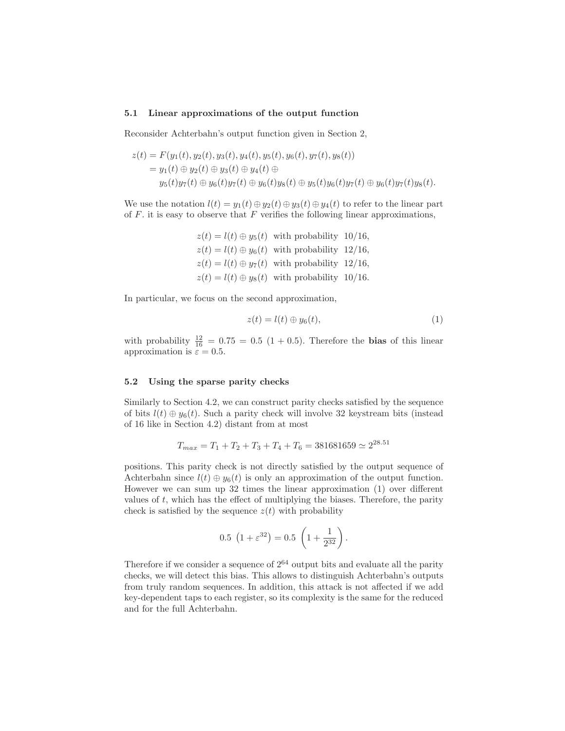### 5.1 Linear approximations of the output function

Reconsider Achterbahn's output function given in Section 2,

$$
\begin{aligned}
z(t) &= F(y_1(t), y_2(t), y_3(t), y_4(t), y_5(t), y_6(t), y_7(t), y_8(t)) \\
&= y_1(t) \oplus y_2(t) \oplus y_3(t) \oplus y_4(t) \oplus \\
&\quad\; y_5(t)y_7(t) \oplus y_6(t)y_7(t) \oplus y_6(t)y_8(t) \oplus y_5(t)y_6(t)y_7(t) \oplus y_6(t)y_7(t)y_8(t).
\end{aligned}
$$

We use the notation $l(t) = y_1(t) \oplus y_2(t) \oplus y_3(t) \oplus y_4(t)$ to refer to the linear part of $F$. it is easy to observe that $F$ verifies the following linear approximations,

$$
\begin{aligned}
z(t) &= l(t) \oplus y_5(t) \quad \text{with probability} \quad 10/16, \\
z(t) &= l(t) \oplus y_6(t) \quad \text{with probability} \quad 12/16, \\
z(t) &= l(t) \oplus y_7(t) \quad \text{with probability} \quad 12/16, \\
z(t) &= l(t) \oplus y_8(t) \quad \text{with probability} \quad 10/16.
\end{aligned}
$$

In particular, we focus on the second approximation,

$$
z(t) = l(t) \oplus y_6(t), \tag{1}
$$

with probability $\frac{12}{16} = 0.75 = 0.5\ (1 + 0.5)$. Therefore the **bias** of this linear approximation is $\varepsilon = 0.5$.

### 5.2 Using the sparse parity checks

Similarly to Section 4.2, we can construct parity checks satisfied by the sequence of bits $l(t) \oplus y_6(t)$. Such a parity check will involve 32 keystream bits (instead of 16 like in Section 4.2) distant from at most

$$
T_{max} = T_1 + T_2 + T_3 + T_4 + T_6 = 381681659 \simeq 2^{28.51}
$$

positions. This parity check is not directly satisfied by the output sequence of Achterbahn since $l(t) \oplus y_6(t)$ is only an approximation of the output function. However we can sum up 32 times the linear approximation (1) over different values of $t$, which has the effect of multiplying the biases. Therefore, the parity check is satisfied by the sequence $z(t)$ with probability

$$
0.5\ \left(1 + \varepsilon^{32}\right) = 0.5\ \left(1 + \frac{1}{2^{32}}\right).
$$

Therefore if we consider a sequence of $2^{64}$ output bits and evaluate all the parity checks, we will detect this bias. This allows to distinguish Achterbahn's outputs from truly random sequences. In addition, this attack is not affected if we add key-dependent taps to each register, so its complexity is the same for the reduced and for the full Achterbahn.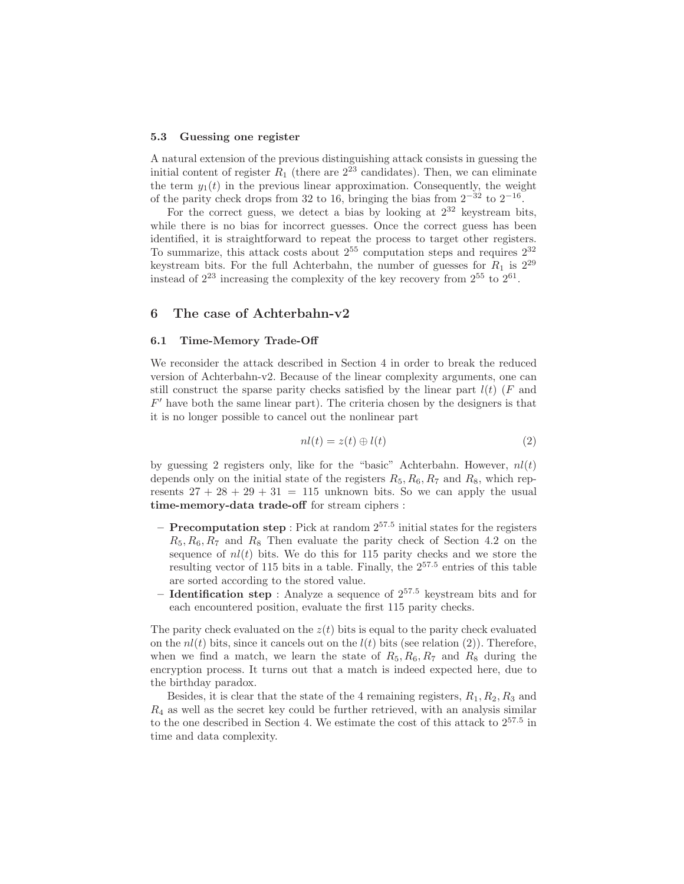### 5.3 Guessing one register

A natural extension of the previous distinguishing attack consists in guessing the initial content of register $R_1$ (there are $2^{23}$ candidates). Then, we can eliminate the term $y_1(t)$ in the previous linear approximation. Consequently, the weight of the parity check drops from 32 to 16, bringing the bias from $2^{-32}$ to $2^{-16}$.

For the correct guess, we detect a bias by looking at $2^{32}$ keystream bits, while there is no bias for incorrect guesses. Once the correct guess has been identified, it is straightforward to repeat the process to target other registers. To summarize, this attack costs about $2^{55}$ computation steps and requires $2^{32}$ keystream bits. For the full Achterbahn, the number of guesses for $R_1$ is $2^{29}$ instead of $2^{23}$ increasing the complexity of the key recovery from $2^{55}$ to $2^{61}$.

## 6 The case of Achterbahn-v2

### 6.1 Time-Memory Trade-Off

We reconsider the attack described in Section 4 in order to break the reduced version of Achterbahn-v2. Because of the linear complexity arguments, one can still construct the sparse parity checks satisfied by the linear part $l(t)$ ($F$ and $F'$ have both the same linear part). The criteria chosen by the designers is that it is no longer possible to cancel out the nonlinear part

$$nl(t) = z(t) \oplus l(t) \tag{2}$$

by guessing 2 registers only, like for the "basic" Achterbahn. However, $nl(t)$ depends only on the initial state of the registers $R_5, R_6, R_7$ and $R_8$, which represents $27 + 28 + 29 + 31 = 115$ unknown bits. So we can apply the usual **time-memory-data trade-off** for stream ciphers :

- **Precomputation step** : Pick at random $2^{57.5}$ initial states for the registers $R_5, R_6, R_7$ and $R_8$ Then evaluate the parity check of Section 4.2 on the sequence of $nl(t)$ bits. We do this for 115 parity checks and we store the resulting vector of 115 bits in a table. Finally, the $2^{57.5}$ entries of this table are sorted according to the stored value.
- **Identification step** : Analyze a sequence of $2^{57.5}$ keystream bits and for each encountered position, evaluate the first 115 parity checks.

The parity check evaluated on the $z(t)$ bits is equal to the parity check evaluated on the $nl(t)$ bits, since it cancels out on the $l(t)$ bits (see relation (2)). Therefore, when we find a match, we learn the state of $R_5, R_6, R_7$ and $R_8$ during the encryption process. It turns out that a match is indeed expected here, due to the birthday paradox.

Besides, it is clear that the state of the 4 remaining registers, $R_1, R_2, R_3$ and $R_4$ as well as the secret key could be further retrieved, with an analysis similar to the one described in Section 4. We estimate the cost of this attack to $2^{57.5}$ in time and data complexity.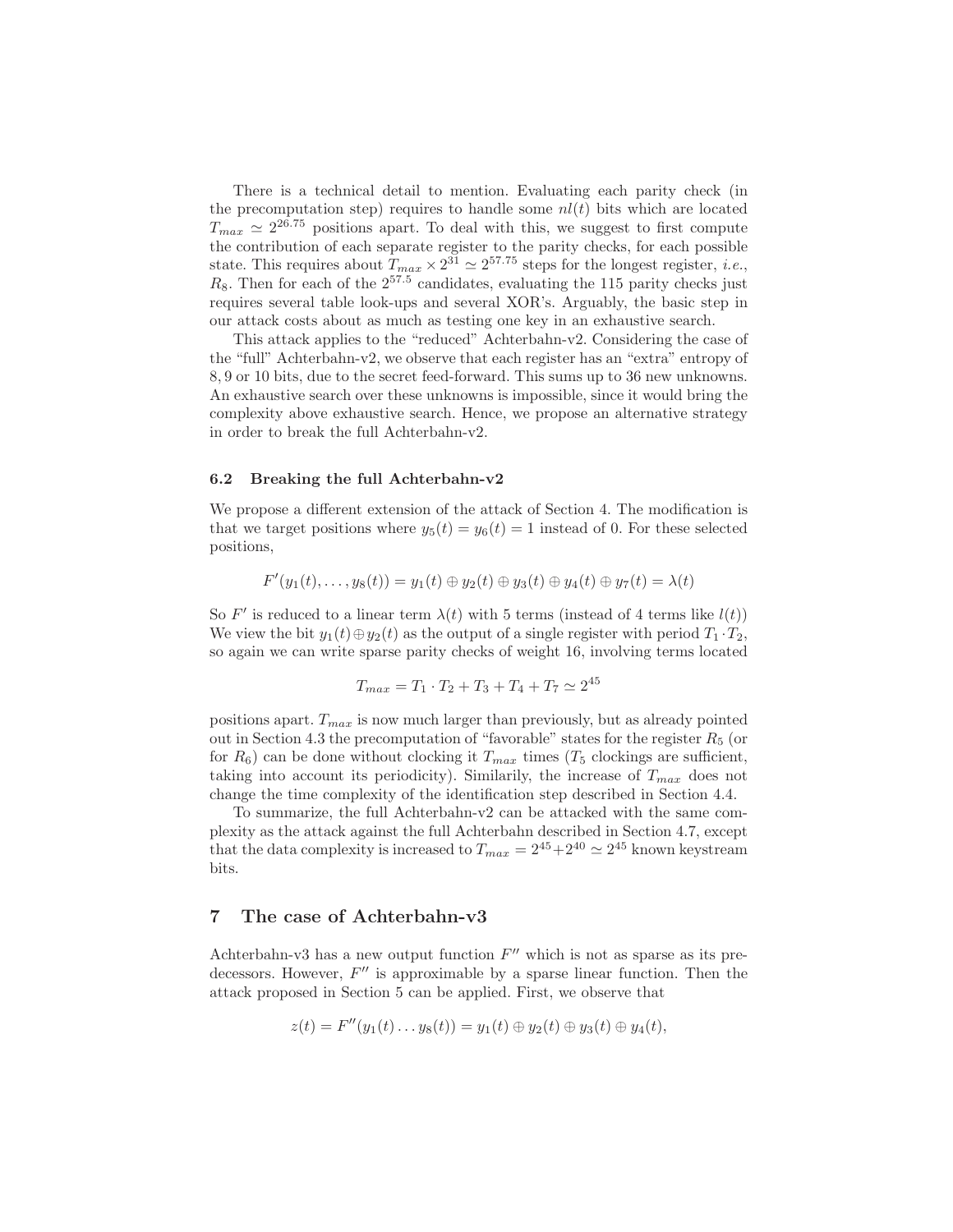There is a technical detail to mention. Evaluating each parity check (in the precomputation step) requires to handle some $nl(t)$ bits which are located $T_{max} \simeq 2^{26.75}$ positions apart. To deal with this, we suggest to first compute the contribution of each separate register to the parity checks, for each possible state. This requires about $T_{max} \times 2^{31} \simeq 2^{57.75}$ steps for the longest register, *i.e.*, $R_8$. Then for each of the $2^{57.5}$ candidates, evaluating the 115 parity checks just requires several table look-ups and several XOR's. Arguably, the basic step in our attack costs about as much as testing one key in an exhaustive search.

This attack applies to the "reduced" Achterbahn-v2. Considering the case of the "full" Achterbahn-v2, we observe that each register has an "extra" entropy of 8, 9 or 10 bits, due to the secret feed-forward. This sums up to 36 new unknowns. An exhaustive search over these unknowns is impossible, since it would bring the complexity above exhaustive search. Hence, we propose an alternative strategy in order to break the full Achterbahn-v2.

### 6.2 Breaking the full Achterbahn-v2

We propose a different extension of the attack of Section 4. The modification is that we target positions where $y_5(t) = y_6(t) = 1$ instead of 0. For these selected positions,

$$F'(y_1(t), \ldots, y_8(t)) = y_1(t) \oplus y_2(t) \oplus y_3(t) \oplus y_4(t) \oplus y_7(t) = \lambda(t)$$

So $F'$ is reduced to a linear term $\lambda(t)$ with 5 terms (instead of 4 terms like $l(t)$) We view the bit $y_1(t) \oplus y_2(t)$ as the output of a single register with period $T_1 \cdot T_2$, so again we can write sparse parity checks of weight 16, involving terms located

$$T_{max} = T_1 \cdot T_2 + T_3 + T_4 + T_7 \simeq 2^{45}$$

positions apart. $T_{max}$ is now much larger than previously, but as already pointed out in Section 4.3 the precomputation of "favorable" states for the register $R_5$ (or for $R_6$) can be done without clocking it $T_{max}$ times ($T_5$ clockings are sufficient, taking into account its periodicity). Similarily, the increase of $T_{max}$ does not change the time complexity of the identification step described in Section 4.4.

To summarize, the full Achterbahn-v2 can be attacked with the same complexity as the attack against the full Achterbahn described in Section 4.7, except that the data complexity is increased to $T_{max} = 2^{45} + 2^{40} \simeq 2^{45}$ known keystream bits.

## 7 The case of Achterbahn-v3

Achterbahn-v3 has a new output function $F''$ which is not as sparse as its predecessors. However, $F''$ is approximable by a sparse linear function. Then the attack proposed in Section 5 can be applied. First, we observe that

$$z(t) = F''(y_1(t) \ldots y_8(t)) = y_1(t) \oplus y_2(t) \oplus y_3(t) \oplus y_4(t),$$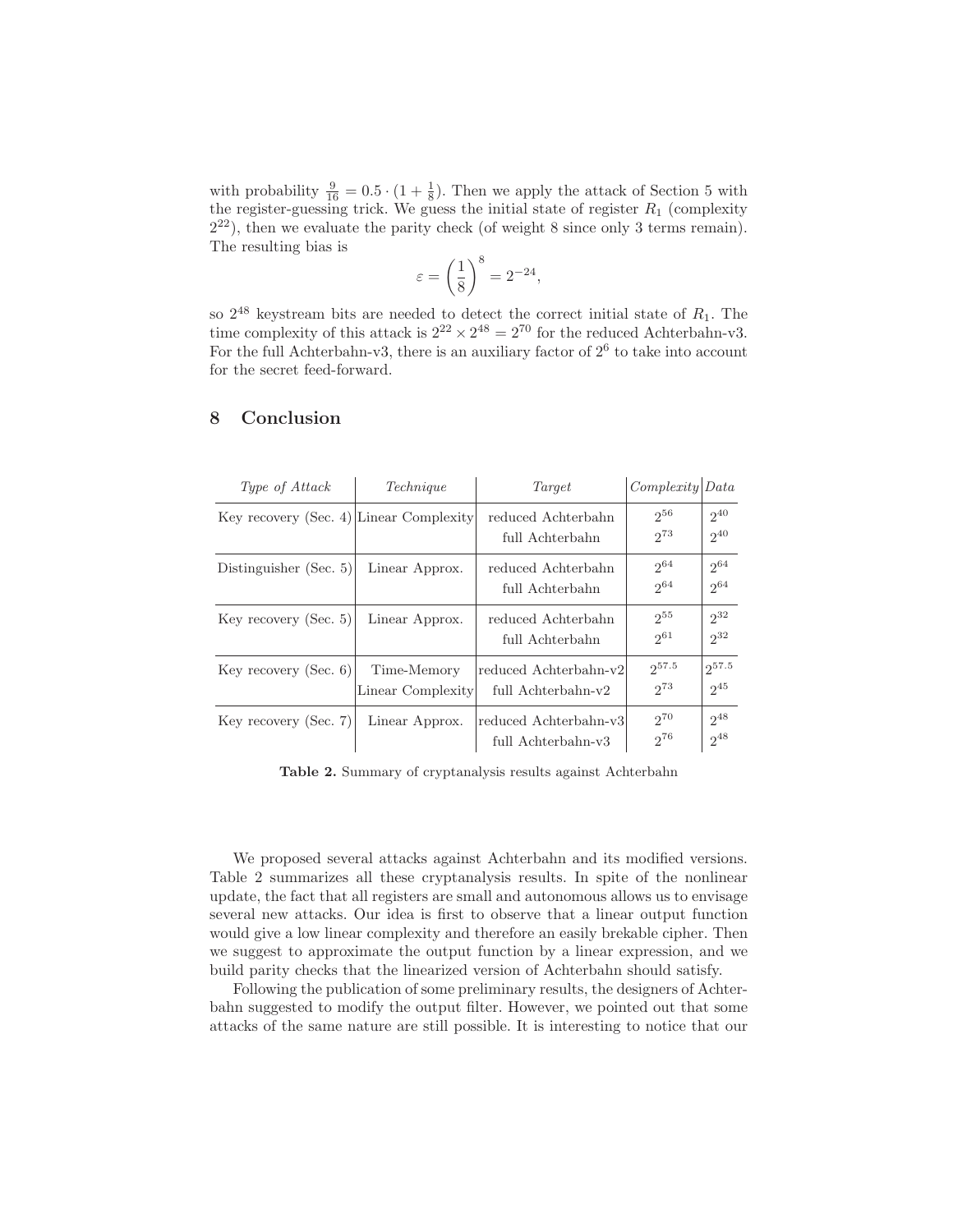with probability $\frac{9}{16} = 0.5 \cdot (1 + \frac{1}{8})$. Then we apply the attack of Section 5 with the register-guessing trick. We guess the initial state of register $R_1$ (complexity $2^{22}$), then we evaluate the parity check (of weight 8 since only 3 terms remain). The resulting bias is

$$\varepsilon = \left(\frac{1}{8}\right)^8 = 2^{-24},$$

so $2^{48}$ keystream bits are needed to detect the correct initial state of $R_1$. The time complexity of this attack is $2^{22} \times 2^{48} = 2^{70}$ for the reduced Achterbahn-v3. For the full Achterbahn-v3, there is an auxiliary factor of $2^6$ to take into account for the secret feed-forward.

## 8 Conclusion

| *Type of Attack* | *Technique* | *Target* | *Complexity* | *Data* |
|---|---|---|---|---|
| Key recovery (Sec. 4) | Linear Complexity | reduced Achterbahn | $2^{56}$ | $2^{40}$ |
| | | full Achterbahn | $2^{73}$ | $2^{40}$ |
| Distinguisher (Sec. 5) | Linear Approx. | reduced Achterbahn | $2^{64}$ | $2^{64}$ |
| | | full Achterbahn | $2^{64}$ | $2^{64}$ |
| Key recovery (Sec. 5) | Linear Approx. | reduced Achterbahn | $2^{55}$ | $2^{32}$ |
| | | full Achterbahn | $2^{61}$ | $2^{32}$ |
| Key recovery (Sec. 6) | Time-Memory | reduced Achterbahn-v2 | $2^{57.5}$ | $2^{57.5}$ |
| | Linear Complexity | full Achterbahn-v2 | $2^{73}$ | $2^{45}$ |
| Key recovery (Sec. 7) | Linear Approx. | reduced Achterbahn-v3 | $2^{70}$ | $2^{48}$ |
| | | full Achterbahn-v3 | $2^{76}$ | $2^{48}$ |

**Table 2.** Summary of cryptanalysis results against Achterbahn

We proposed several attacks against Achterbahn and its modified versions. Table 2 summarizes all these cryptanalysis results. In spite of the nonlinear update, the fact that all registers are small and autonomous allows us to envisage several new attacks. Our idea is first to observe that a linear output function would give a low linear complexity and therefore an easily brekable cipher. Then we suggest to approximate the output function by a linear expression, and we build parity checks that the linearized version of Achterbahn should satisfy.

Following the publication of some preliminary results, the designers of Achterbahn suggested to modify the output filter. However, we pointed out that some attacks of the same nature are still possible. It is interesting to notice that our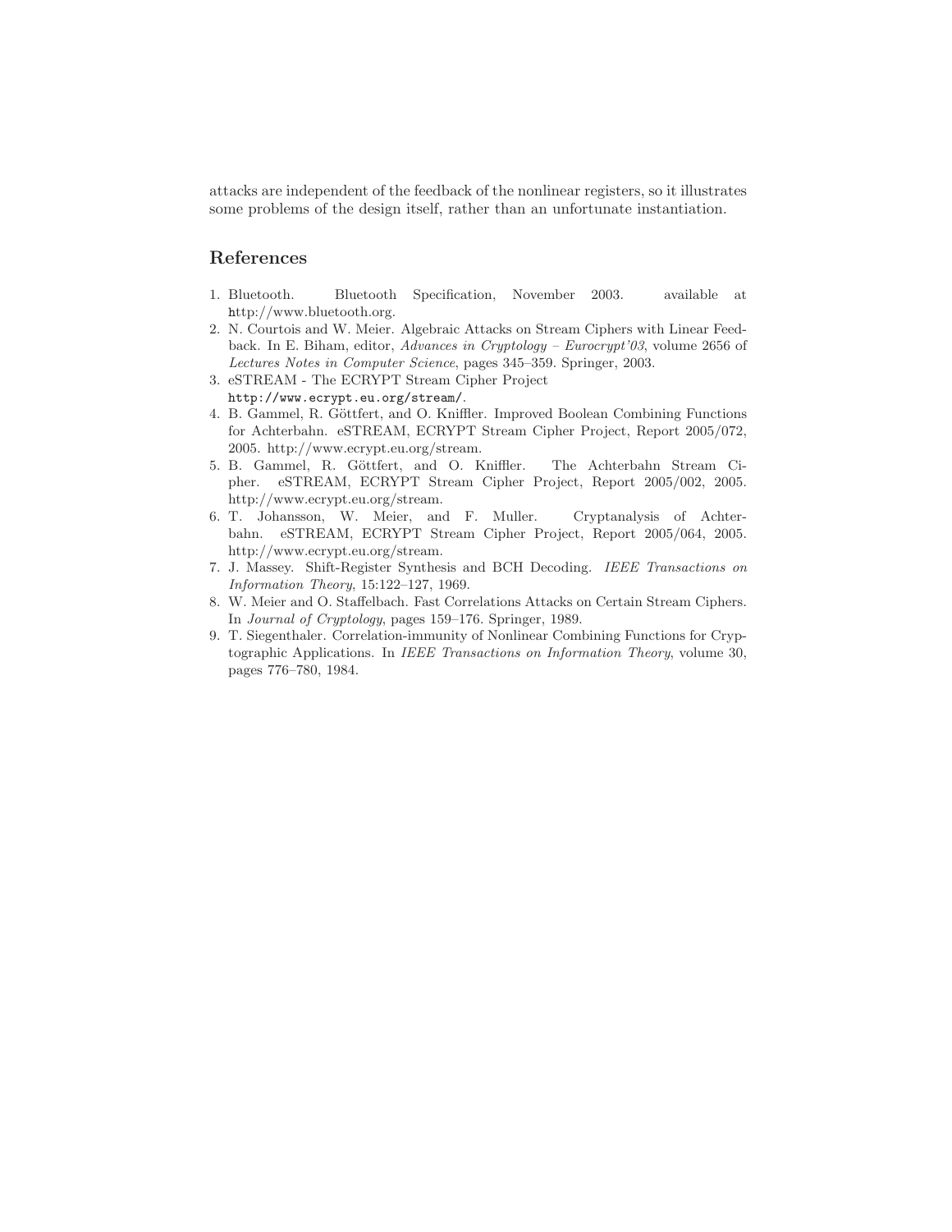attacks are independent of the feedback of the nonlinear registers, so it illustrates some problems of the design itself, rather than an unfortunate instantiation.

## References

1. Bluetooth. Bluetooth Specification, November 2003. available at http://www.bluetooth.org.
2. N. Courtois and W. Meier. Algebraic Attacks on Stream Ciphers with Linear Feedback. In E. Biham, editor, *Advances in Cryptology – Eurocrypt'03*, volume 2656 of *Lectures Notes in Computer Science*, pages 345–359. Springer, 2003.
3. eSTREAM - The ECRYPT Stream Cipher Project `http://www.ecrypt.eu.org/stream/`.
4. B. Gammel, R. Göttfert, and O. Kniffler. Improved Boolean Combining Functions for Achterbahn. eSTREAM, ECRYPT Stream Cipher Project, Report 2005/072, 2005. http://www.ecrypt.eu.org/stream.
5. B. Gammel, R. Göttfert, and O. Kniffler. The Achterbahn Stream Cipher. eSTREAM, ECRYPT Stream Cipher Project, Report 2005/002, 2005. http://www.ecrypt.eu.org/stream.
6. T. Johansson, W. Meier, and F. Muller. Cryptanalysis of Achterbahn. eSTREAM, ECRYPT Stream Cipher Project, Report 2005/064, 2005. http://www.ecrypt.eu.org/stream.
7. J. Massey. Shift-Register Synthesis and BCH Decoding. *IEEE Transactions on Information Theory*, 15:122–127, 1969.
8. W. Meier and O. Staffelbach. Fast Correlations Attacks on Certain Stream Ciphers. In *Journal of Cryptology*, pages 159–176. Springer, 1989.
9. T. Siegenthaler. Correlation-immunity of Nonlinear Combining Functions for Cryptographic Applications. In *IEEE Transactions on Information Theory*, volume 30, pages 776–780, 1984.